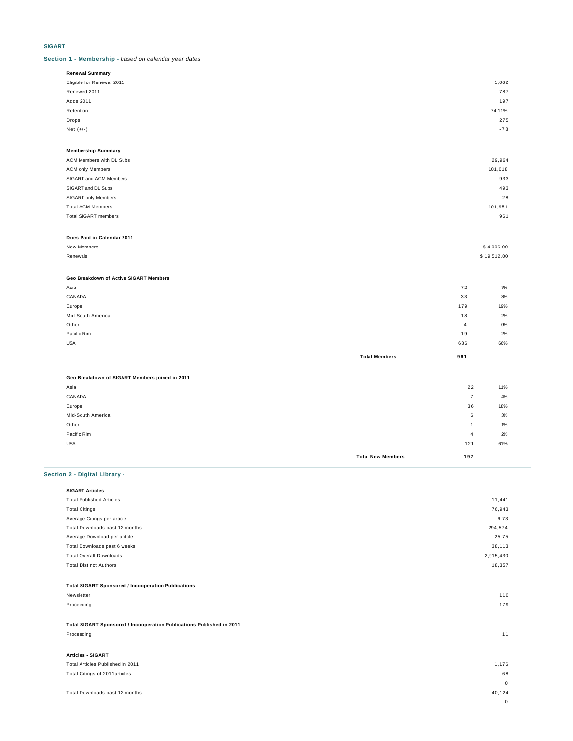# SIGART

## Section 1 - Membership - *based on calendar year dates*

**Renewal Summary**

| | |
|---|---|
| Eligible for Renewal 2011 | 1,062 |
| Renewed 2011 | 787 |
| Adds 2011 | 197 |
| Retention | 74.11% |
| Drops | 275 |
| Net (+/-) | -78 |

**Membership Summary**

| | |
|---|---|
| ACM Members with DL Subs | 29,964 |
| ACM only Members | 101,018 |
| SIGART and ACM Members | 933 |
| SIGART and DL Subs | 493 |
| SIGART only Members | 28 |
| Total ACM Members | 101,951 |
| Total SIGART members | 961 |

**Dues Paid in Calendar 2011**

| | |
|---|---|
| New Members | $ 4,006.00 |
| Renewals | $ 19,512.00 |

**Geo Breakdown of Active SIGART Members**

| | | | |
|---|---|---|---|
| Asia | | 72 | 7% |
| CANADA | | 33 | 3% |
| Europe | | 179 | 19% |
| Mid-South America | | 18 | 2% |
| Other | | 4 | 0% |
| Pacific Rim | | 19 | 2% |
| USA | | 636 | 66% |
| | **Total Members** | **961** | |

**Geo Breakdown of SIGART Members joined in 2011**

| | | | |
|---|---|---|---|
| Asia | | 22 | 11% |
| CANADA | | 7 | 4% |
| Europe | | 36 | 18% |
| Mid-South America | | 6 | 3% |
| Other | | 1 | 1% |
| Pacific Rim | | 4 | 2% |
| USA | | 121 | 61% |
| | **Total New Members** | **197** | |

## Section 2 - Digital Library -

**SIGART Articles**

| | |
|---|---|
| Total Published Articles | 11,441 |
| Total Citings | 76,943 |
| Average Citings per article | 6.73 |
| Total Downloads past 12 months | 294,574 |
| Average Download per aritcle | 25.75 |
| Total Downloads past 6 weeks | 38,113 |
| Total Overall Downloads | 2,915,430 |
| Total Distinct Authors | 18,357 |

**Total SIGART Sponsored / Incooperation Publications**

| | |
|---|---|
| Newsletter | 110 |
| Proceeding | 179 |

**Total SIGART Sponsored / Incooperation Publications Published in 2011**

| | |
|---|---|
| Proceeding | 11 |

**Articles - SIGART**

| | |
|---|---|
| Total Articles Published in 2011 | 1,176 |
| Total Citings of 2011articles | 68 |
| | 0 |
| Total Downloads past 12 months | 40,124 |
| | 0 |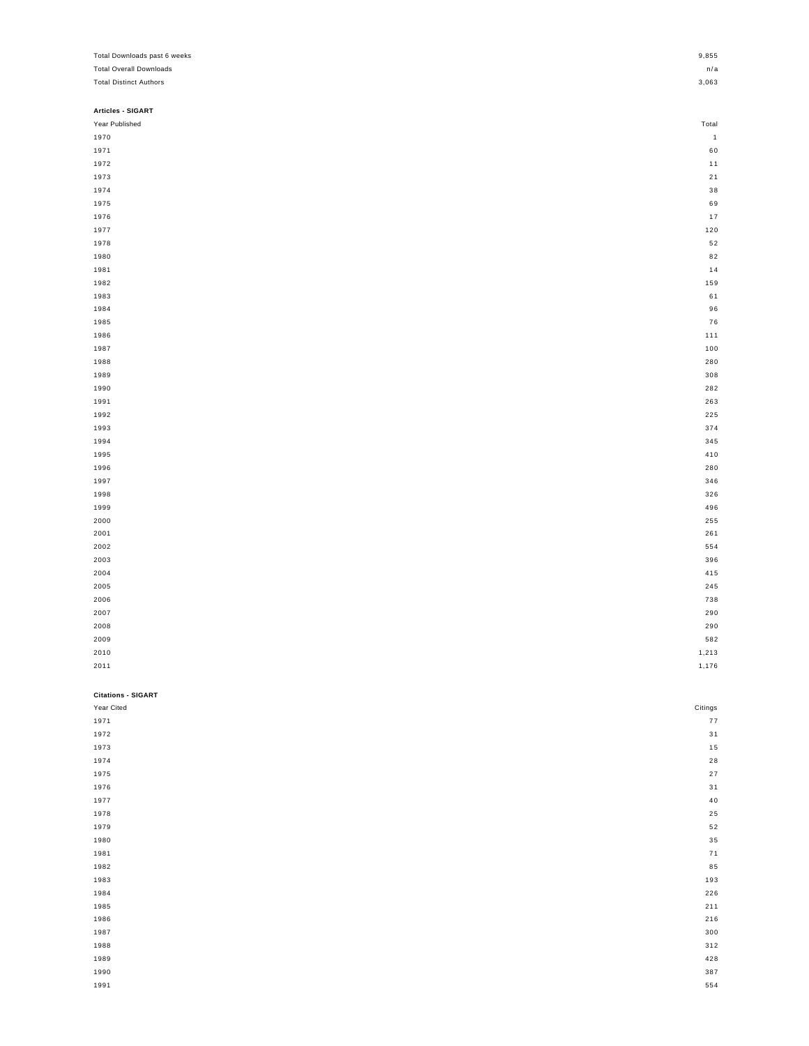| | |
|---|---|
| Total Downloads past 6 weeks | 9,855 |
| Total Overall Downloads | n/a |
| Total Distinct Authors | 3,063 |

**Articles - SIGART**

| Year Published | Total |
|---|---|
| 1970 | 1 |
| 1971 | 60 |
| 1972 | 11 |
| 1973 | 21 |
| 1974 | 38 |
| 1975 | 69 |
| 1976 | 17 |
| 1977 | 120 |
| 1978 | 52 |
| 1980 | 82 |
| 1981 | 14 |
| 1982 | 159 |
| 1983 | 61 |
| 1984 | 96 |
| 1985 | 76 |
| 1986 | 111 |
| 1987 | 100 |
| 1988 | 280 |
| 1989 | 308 |
| 1990 | 282 |
| 1991 | 263 |
| 1992 | 225 |
| 1993 | 374 |
| 1994 | 345 |
| 1995 | 410 |
| 1996 | 280 |
| 1997 | 346 |
| 1998 | 326 |
| 1999 | 496 |
| 2000 | 255 |
| 2001 | 261 |
| 2002 | 554 |
| 2003 | 396 |
| 2004 | 415 |
| 2005 | 245 |
| 2006 | 738 |
| 2007 | 290 |
| 2008 | 290 |
| 2009 | 582 |
| 2010 | 1,213 |
| 2011 | 1,176 |

**Citations - SIGART**

| Year Cited | Citings |
|---|---|
| 1971 | 77 |
| 1972 | 31 |
| 1973 | 15 |
| 1974 | 28 |
| 1975 | 27 |
| 1976 | 31 |
| 1977 | 40 |
| 1978 | 25 |
| 1979 | 52 |
| 1980 | 35 |
| 1981 | 71 |
| 1982 | 85 |
| 1983 | 193 |
| 1984 | 226 |
| 1985 | 211 |
| 1986 | 216 |
| 1987 | 300 |
| 1988 | 312 |
| 1989 | 428 |
| 1990 | 387 |
| 1991 | 554 |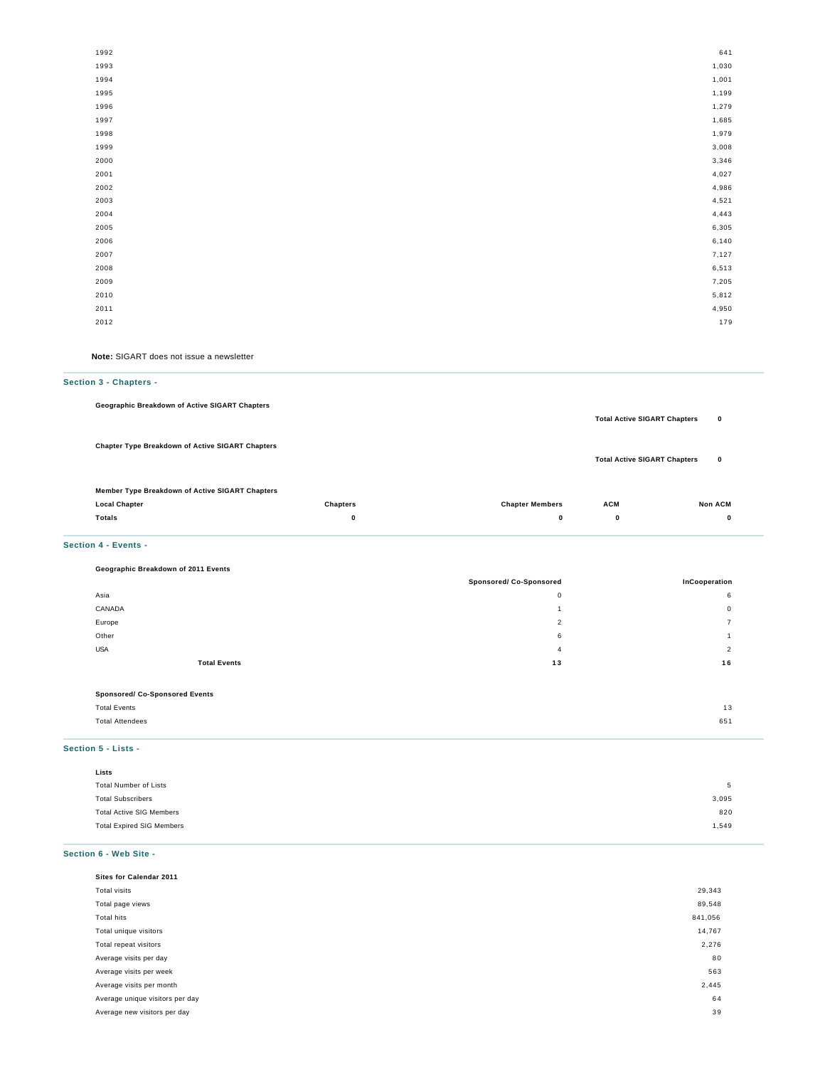| | |
|---|---|
| 1992 | 641 |
| 1993 | 1,030 |
| 1994 | 1,001 |
| 1995 | 1,199 |
| 1996 | 1,279 |
| 1997 | 1,685 |
| 1998 | 1,979 |
| 1999 | 3,008 |
| 2000 | 3,346 |
| 2001 | 4,027 |
| 2002 | 4,986 |
| 2003 | 4,521 |
| 2004 | 4,443 |
| 2005 | 6,305 |
| 2006 | 6,140 |
| 2007 | 7,127 |
| 2008 | 6,513 |
| 2009 | 7,205 |
| 2010 | 5,812 |
| 2011 | 4,950 |
| 2012 | 179 |

**Note:** SIGART does not issue a newsletter

## Section 3 - Chapters -

**Geographic Breakdown of Active SIGART Chapters**

**Total Active SIGART Chapters 0**

**Chapter Type Breakdown of Active SIGART Chapters**

**Total Active SIGART Chapters 0**

**Member Type Breakdown of Active SIGART Chapters**

| Local Chapter | Chapters | Chapter Members | ACM | Non ACM |
|---|---|---|---|---|
| **Totals** | **0** | **0** | **0** | **0** |

## Section 4 - Events -

**Geographic Breakdown of 2011 Events**

| | Sponsored/ Co-Sponsored | InCooperation |
|---|---|---|
| Asia | 0 | 6 |
| CANADA | 1 | 0 |
| Europe | 2 | 7 |
| Other | 6 | 1 |
| USA | 4 | 2 |
| **Total Events** | **13** | **16** |

**Sponsored/ Co-Sponsored Events**

| | |
|---|---|
| Total Events | 13 |
| Total Attendees | 651 |

## Section 5 - Lists -

**Lists**

| | |
|---|---|
| Total Number of Lists | 5 |
| Total Subscribers | 3,095 |
| Total Active SIG Members | 820 |
| Total Expired SIG Members | 1,549 |

## Section 6 - Web Site -

**Sites for Calendar 2011**

| | |
|---|---|
| Total visits | 29,343 |
| Total page views | 89,548 |
| Total hits | 841,056 |
| Total unique visitors | 14,767 |
| Total repeat visitors | 2,276 |
| Average visits per day | 80 |
| Average visits per week | 563 |
| Average visits per month | 2,445 |
| Average unique visitors per day | 64 |
| Average new visitors per day | 39 |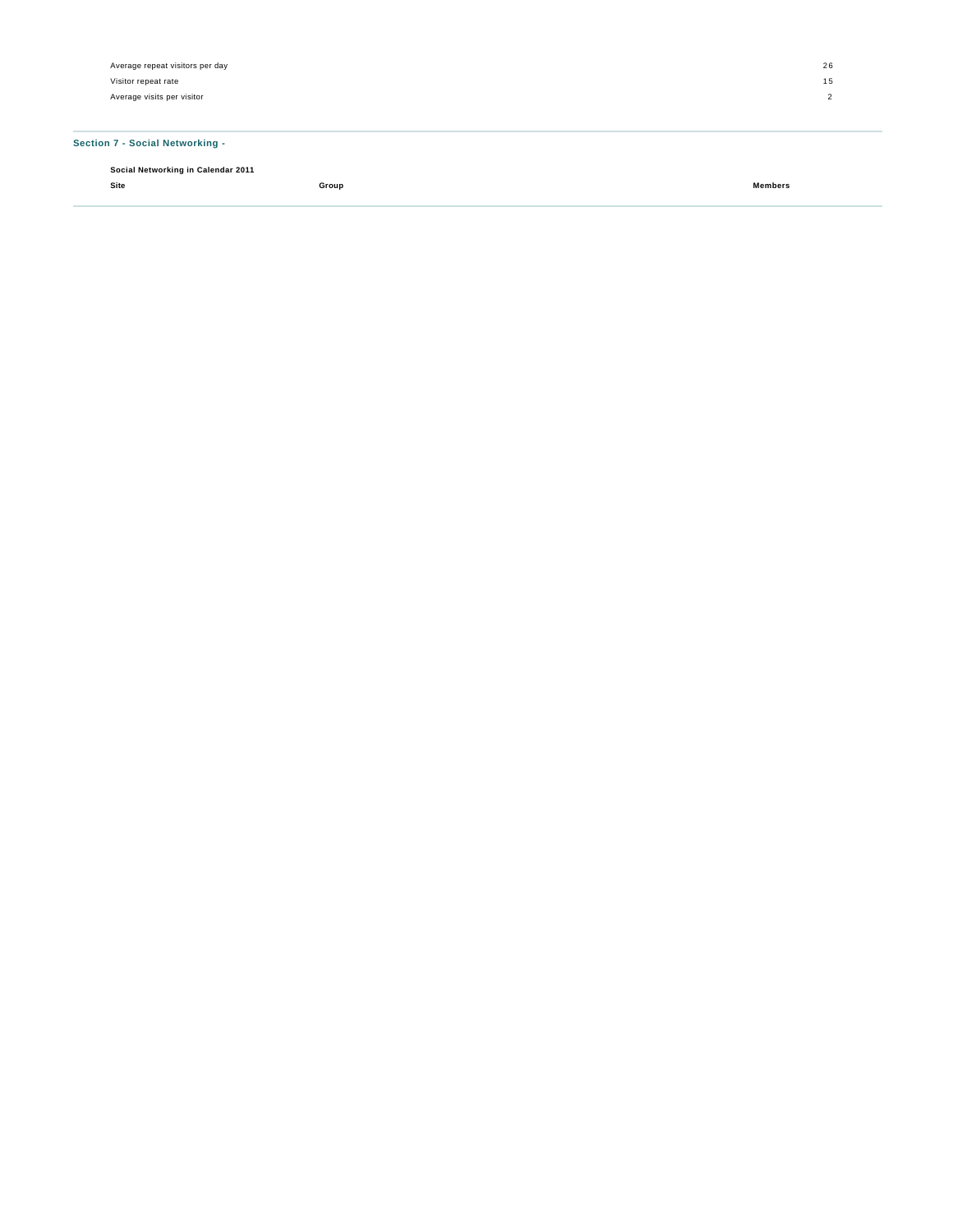| | |
|---|---|
| Average repeat visitors per day | 26 |
| Visitor repeat rate | 15 |
| Average visits per visitor | 2 |

## Section 7 - Social Networking -

**Social Networking in Calendar 2011**

| Site | Group | Members |
|---|---|---|